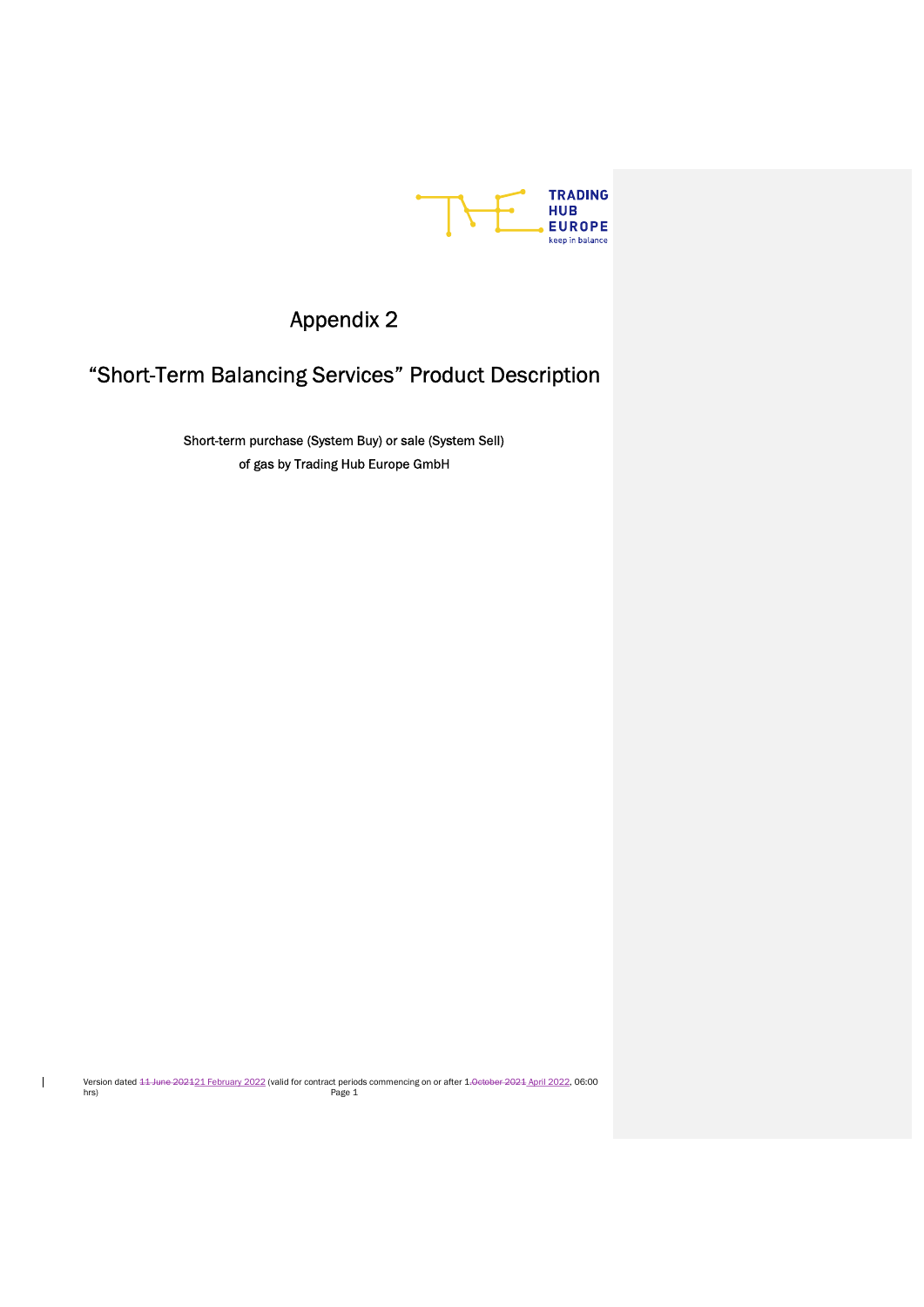# Appendix 2

## "Short-Term Balancing Services" Product Description

Short-term purchase (System Buy) or sale (System Sell)
of gas by Trading Hub Europe GmbH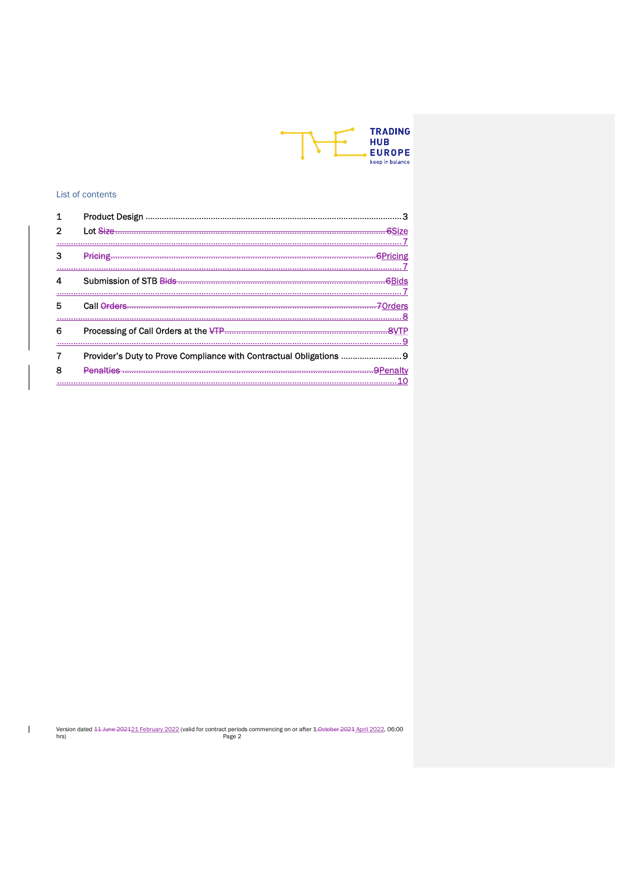List of contents

1 Product Design ........ 3
2 Lot Size ........ 7
3 Pricing ........ 7
4 Submission of STB Bids ........ 7
5 Call Orders ........ 8
6 Processing of Call Orders at the VTP ........ 9
7 Provider's Duty to Prove Compliance with Contractual Obligations ........ 9
8 Penalty ........ 10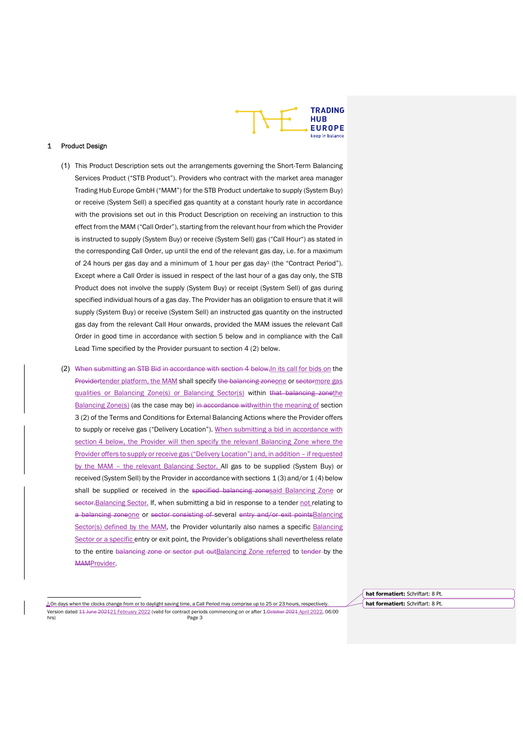## 1 Product Design

(1) This Product Description sets out the arrangements governing the Short-Term Balancing Services Product ("STB Product"). Providers who contract with the market area manager Trading Hub Europe GmbH ("MAM") for the STB Product undertake to supply (System Buy) or receive (System Sell) a specified gas quantity at a constant hourly rate in accordance with the provisions set out in this Product Description on receiving an instruction to this effect from the MAM ("Call Order"), starting from the relevant hour from which the Provider is instructed to supply (System Buy) or receive (System Sell) gas ("Call Hour") as stated in the corresponding Call Order, up until the end of the relevant gas day, i.e. for a maximum of 24 hours per gas day and a minimum of 1 hour per gas day[1] (the "Contract Period"). Except where a Call Order is issued in respect of the last hour of a gas day only, the STB Product does not involve the supply (System Buy) or receipt (System Sell) of gas during specified individual hours of a gas day. The Provider has an obligation to ensure that it will supply (System Buy) or receive (System Sell) an instructed gas quantity on the instructed gas day from the relevant Call Hour onwards, provided the MAM issues the relevant Call Order in good time in accordance with section 5 below and in compliance with the Call Lead Time specified by the Provider pursuant to section 4 (2) below.

(2) ~~When submitting an STB Bid in accordance with section 4 below,~~In its call for bids on the ~~Provider~~tender platform, the MAM shall specify ~~the balancing zone~~one or ~~sector~~more gas qualities or Balancing Zone(s) or Balancing Sector(s) within ~~that balancing zone~~the Balancing Zone(s) (as the case may be) ~~in accordance with~~within the meaning of section 3 (2) of the Terms and Conditions for External Balancing Actions where the Provider offers to supply or receive gas ("Delivery Location"). When submitting a bid in accordance with section 4 below, the Provider will then specify the relevant Balancing Zone where the Provider offers to supply or receive gas ("Delivery Location") and, in addition – if requested by the MAM – the relevant Balancing Sector. All gas to be supplied (System Buy) or received (System Sell) by the Provider in accordance with sections 1 (3) and/or 1 (4) below shall be supplied or received in the ~~specified balancing zone~~said Balancing Zone or ~~sector.~~Balancing Sector. If, when submitting a bid in response to a tender not relating to ~~a balancing zone~~one or ~~sector consisting of~~ several ~~entry and/or exit points~~Balancing Sector(s) defined by the MAM, the Provider voluntarily also names a specific Balancing Sector or a specific entry or exit point, the Provider's obligations shall nevertheless relate to the entire ~~balancing zone or sector put out~~Balancing Zone referred to ~~tender~~ by the ~~MAM~~Provider.

---

[1] On days when the clocks change from or to daylight saving time, a Call Period may comprise up to 25 or 23 hours, respectively.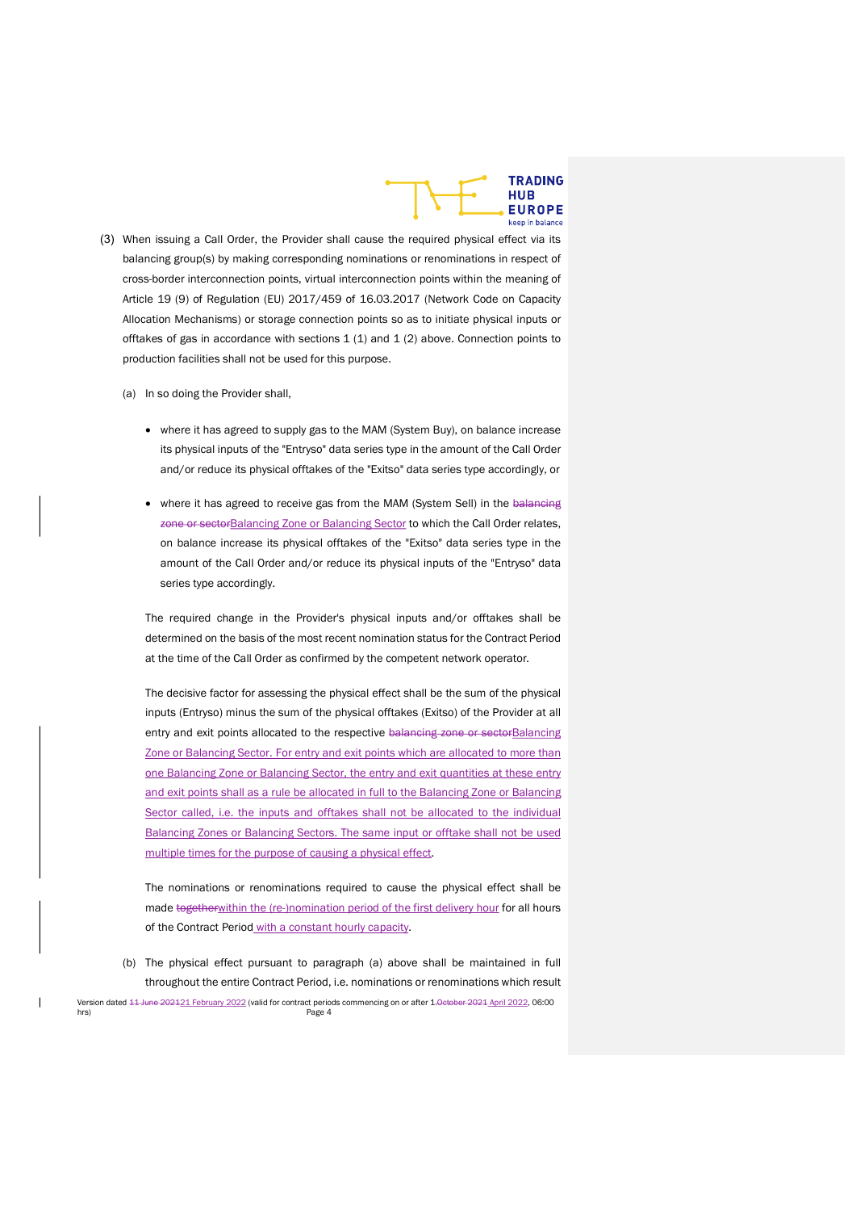(3) When issuing a Call Order, the Provider shall cause the required physical effect via its balancing group(s) by making corresponding nominations or renominations in respect of cross-border interconnection points, virtual interconnection points within the meaning of Article 19 (9) of Regulation (EU) 2017/459 of 16.03.2017 (Network Code on Capacity Allocation Mechanisms) or storage connection points so as to initiate physical inputs or offtakes of gas in accordance with sections 1 (1) and 1 (2) above. Connection points to production facilities shall not be used for this purpose.

(a) In so doing the Provider shall,

- where it has agreed to supply gas to the MAM (System Buy), on balance increase its physical inputs of the "Entryso" data series type in the amount of the Call Order and/or reduce its physical offtakes of the "Exitso" data series type accordingly, or

- where it has agreed to receive gas from the MAM (System Sell) in the ~~balancing zone or sector~~Balancing Zone or Balancing Sector to which the Call Order relates, on balance increase its physical offtakes of the "Exitso" data series type in the amount of the Call Order and/or reduce its physical inputs of the "Entryso" data series type accordingly.

The required change in the Provider's physical inputs and/or offtakes shall be determined on the basis of the most recent nomination status for the Contract Period at the time of the Call Order as confirmed by the competent network operator.

The decisive factor for assessing the physical effect shall be the sum of the physical inputs (Entryso) minus the sum of the physical offtakes (Exitso) of the Provider at all entry and exit points allocated to the respective ~~balancing zone or sector~~Balancing Zone or Balancing Sector. For entry and exit points which are allocated to more than one Balancing Zone or Balancing Sector, the entry and exit quantities at these entry and exit points shall as a rule be allocated in full to the Balancing Zone or Balancing Sector called, i.e. the inputs and offtakes shall not be allocated to the individual Balancing Zones or Balancing Sectors. The same input or offtake shall not be used multiple times for the purpose of causing a physical effect.

The nominations or renominations required to cause the physical effect shall be made ~~together~~within the (re-)nomination period of the first delivery hour for all hours of the Contract Period with a constant hourly capacity.

(b) The physical effect pursuant to paragraph (a) above shall be maintained in full throughout the entire Contract Period, i.e. nominations or renominations which result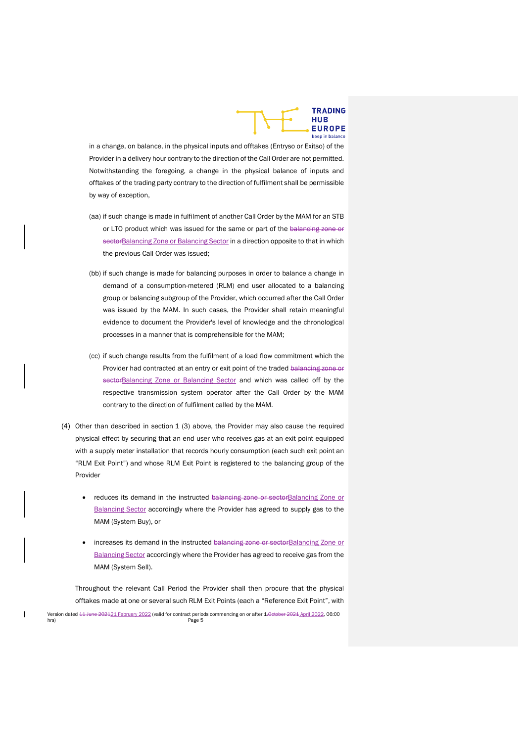in a change, on balance, in the physical inputs and offtakes (Entryso or Exitso) of the Provider in a delivery hour contrary to the direction of the Call Order are not permitted. Notwithstanding the foregoing, a change in the physical balance of inputs and offtakes of the trading party contrary to the direction of fulfilment shall be permissible by way of exception,

(aa) if such change is made in fulfilment of another Call Order by the MAM for an STB or LTO product which was issued for the same or part of the ~~balancing zone or sector~~Balancing Zone or Balancing Sector in a direction opposite to that in which the previous Call Order was issued;

(bb) if such change is made for balancing purposes in order to balance a change in demand of a consumption-metered (RLM) end user allocated to a balancing group or balancing subgroup of the Provider, which occurred after the Call Order was issued by the MAM. In such cases, the Provider shall retain meaningful evidence to document the Provider's level of knowledge and the chronological processes in a manner that is comprehensible for the MAM;

(cc) if such change results from the fulfilment of a load flow commitment which the Provider had contracted at an entry or exit point of the traded ~~balancing zone or sector~~Balancing Zone or Balancing Sector and which was called off by the respective transmission system operator after the Call Order by the MAM contrary to the direction of fulfilment called by the MAM.

(4) Other than described in section 1 (3) above, the Provider may also cause the required physical effect by securing that an end user who receives gas at an exit point equipped with a supply meter installation that records hourly consumption (each such exit point an "RLM Exit Point") and whose RLM Exit Point is registered to the balancing group of the Provider

- reduces its demand in the instructed ~~balancing zone or sector~~Balancing Zone or Balancing Sector accordingly where the Provider has agreed to supply gas to the MAM (System Buy), or
- increases its demand in the instructed ~~balancing zone or sector~~Balancing Zone or Balancing Sector accordingly where the Provider has agreed to receive gas from the MAM (System Sell).

Throughout the relevant Call Period the Provider shall then procure that the physical offtakes made at one or several such RLM Exit Points (each a "Reference Exit Point", with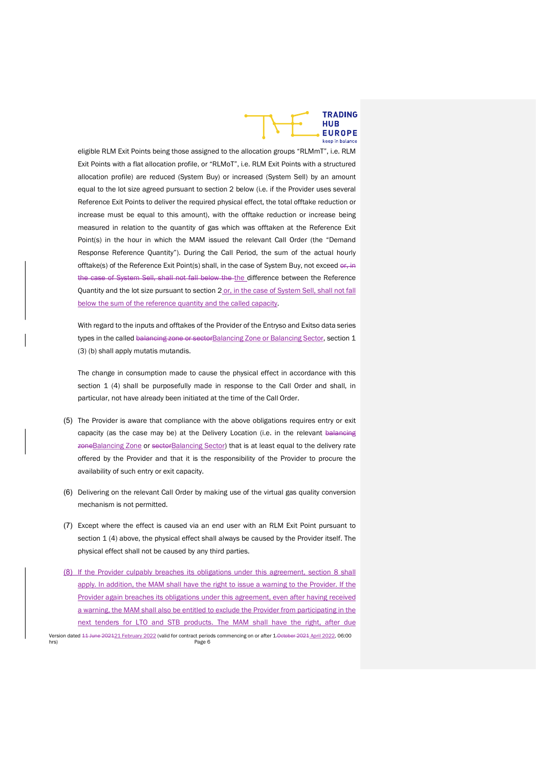eligible RLM Exit Points being those assigned to the allocation groups "RLMmT", i.e. RLM Exit Points with a flat allocation profile, or "RLMoT", i.e. RLM Exit Points with a structured allocation profile) are reduced (System Buy) or increased (System Sell) by an amount equal to the lot size agreed pursuant to section 2 below (i.e. if the Provider uses several Reference Exit Points to deliver the required physical effect, the total offtake reduction or increase must be equal to this amount), with the offtake reduction or increase being measured in relation to the quantity of gas which was offtaken at the Reference Exit Point(s) in the hour in which the MAM issued the relevant Call Order (the "Demand Response Reference Quantity"). During the Call Period, the sum of the actual hourly offtake(s) of the Reference Exit Point(s) shall, in the case of System Buy, not exceed ~~or, in the case of System Sell, shall not fall below the~~ the difference between the Reference Quantity and the lot size pursuant to section 2 or, in the case of System Sell, shall not fall below the sum of the reference quantity and the called capacity.

With regard to the inputs and offtakes of the Provider of the Entryso and Exitso data series types in the called ~~balancing zone or sector~~Balancing Zone or Balancing Sector, section 1 (3) (b) shall apply mutatis mutandis.

The change in consumption made to cause the physical effect in accordance with this section 1 (4) shall be purposefully made in response to the Call Order and shall, in particular, not have already been initiated at the time of the Call Order.

(5) The Provider is aware that compliance with the above obligations requires entry or exit capacity (as the case may be) at the Delivery Location (i.e. in the relevant ~~balancing zone~~Balancing Zone or ~~sector~~Balancing Sector) that is at least equal to the delivery rate offered by the Provider and that it is the responsibility of the Provider to procure the availability of such entry or exit capacity.

(6) Delivering on the relevant Call Order by making use of the virtual gas quality conversion mechanism is not permitted.

(7) Except where the effect is caused via an end user with an RLM Exit Point pursuant to section 1 (4) above, the physical effect shall always be caused by the Provider itself. The physical effect shall not be caused by any third parties.

(8) If the Provider culpably breaches its obligations under this agreement, section 8 shall apply. In addition, the MAM shall have the right to issue a warning to the Provider. If the Provider again breaches its obligations under this agreement, even after having received a warning, the MAM shall also be entitled to exclude the Provider from participating in the next tenders for LTO and STB products. The MAM shall have the right, after due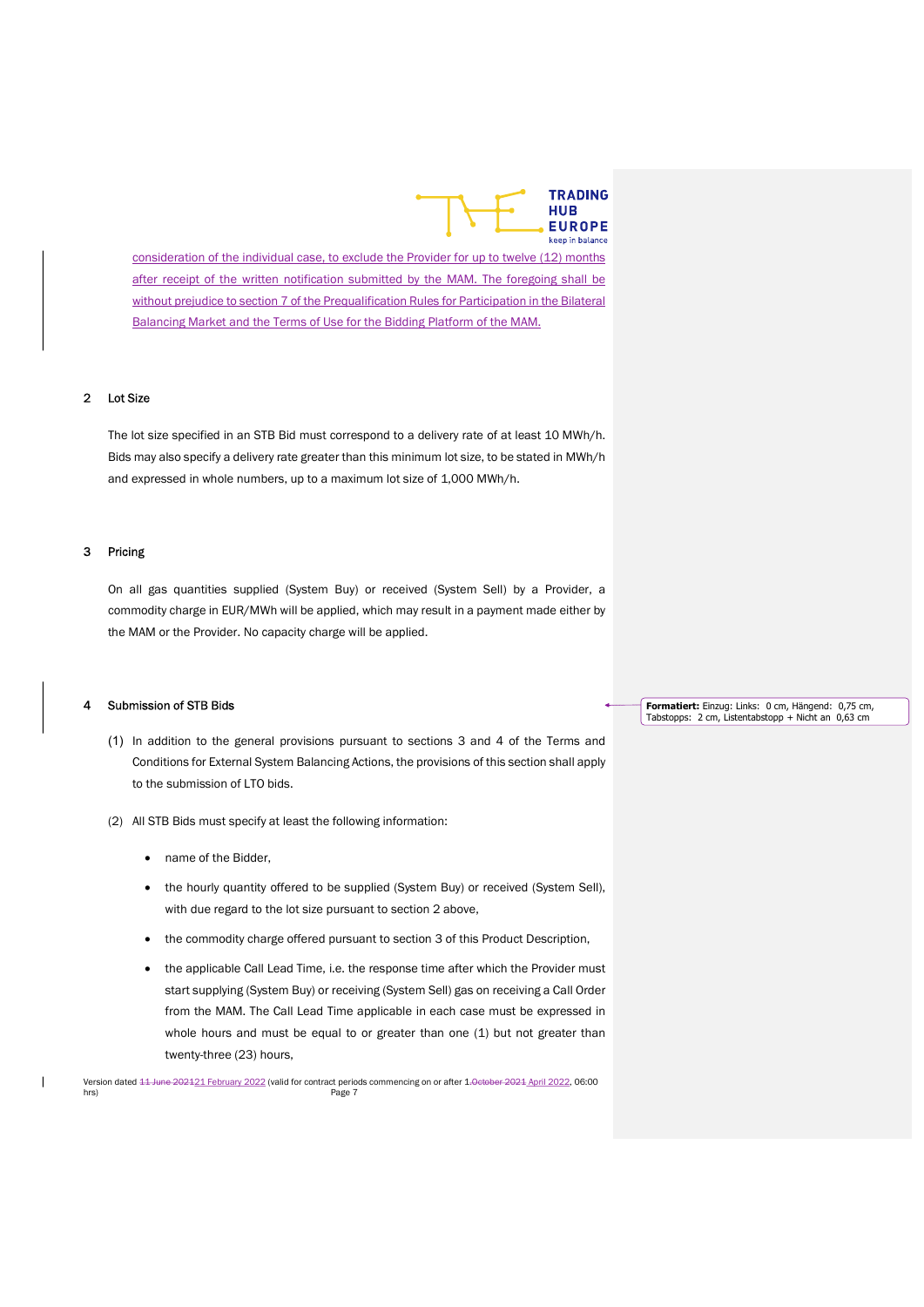consideration of the individual case, to exclude the Provider for up to twelve (12) months after receipt of the written notification submitted by the MAM. The foregoing shall be without prejudice to section 7 of the Prequalification Rules for Participation in the Bilateral Balancing Market and the Terms of Use for the Bidding Platform of the MAM.

## 2 Lot Size

The lot size specified in an STB Bid must correspond to a delivery rate of at least 10 MWh/h. Bids may also specify a delivery rate greater than this minimum lot size, to be stated in MWh/h and expressed in whole numbers, up to a maximum lot size of 1,000 MWh/h.

## 3 Pricing

On all gas quantities supplied (System Buy) or received (System Sell) by a Provider, a commodity charge in EUR/MWh will be applied, which may result in a payment made either by the MAM or the Provider. No capacity charge will be applied.

## 4 Submission of STB Bids

(1) In addition to the general provisions pursuant to sections 3 and 4 of the Terms and Conditions for External System Balancing Actions, the provisions of this section shall apply to the submission of LTO bids.

(2) All STB Bids must specify at least the following information:

- name of the Bidder,
- the hourly quantity offered to be supplied (System Buy) or received (System Sell), with due regard to the lot size pursuant to section 2 above,
- the commodity charge offered pursuant to section 3 of this Product Description,
- the applicable Call Lead Time, i.e. the response time after which the Provider must start supplying (System Buy) or receiving (System Sell) gas on receiving a Call Order from the MAM. The Call Lead Time applicable in each case must be expressed in whole hours and must be equal to or greater than one (1) but not greater than twenty-three (23) hours,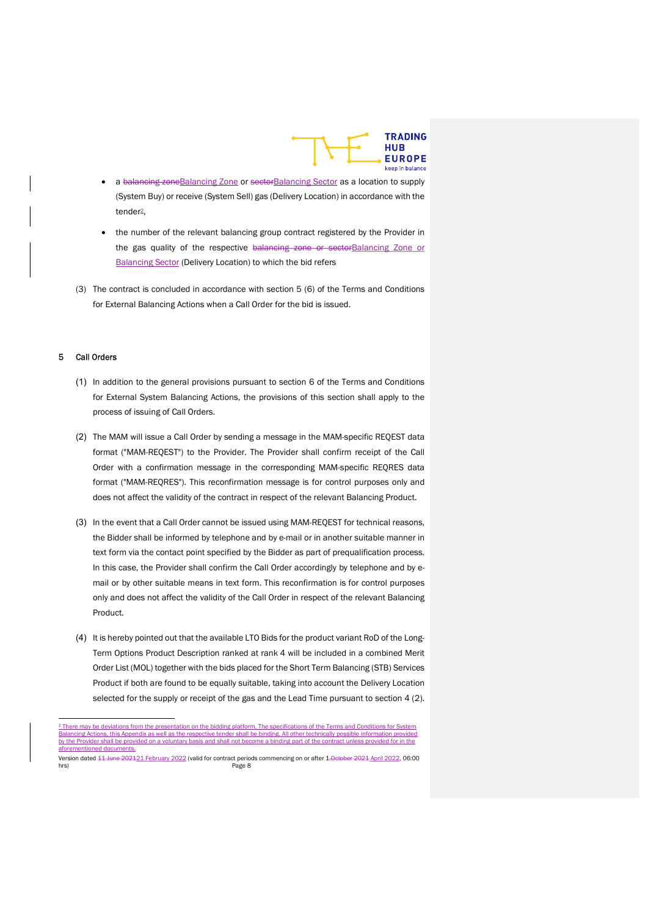- a ~~balancing zone~~Balancing Zone or ~~sector~~Balancing Sector as a location to supply (System Buy) or receive (System Sell) gas (Delivery Location) in accordance with the tender[2],

- the number of the relevant balancing group contract registered by the Provider in the gas quality of the respective ~~balancing zone or sector~~Balancing Zone or Balancing Sector (Delivery Location) to which the bid refers

(3) The contract is concluded in accordance with section 5 (6) of the Terms and Conditions for External Balancing Actions when a Call Order for the bid is issued.

## 5 Call Orders

(1) In addition to the general provisions pursuant to section 6 of the Terms and Conditions for External System Balancing Actions, the provisions of this section shall apply to the process of issuing of Call Orders.

(2) The MAM will issue a Call Order by sending a message in the MAM-specific REQEST data format ("MAM-REQEST") to the Provider. The Provider shall confirm receipt of the Call Order with a confirmation message in the corresponding MAM-specific REQRES data format ("MAM-REQRES"). This reconfirmation message is for control purposes only and does not affect the validity of the contract in respect of the relevant Balancing Product.

(3) In the event that a Call Order cannot be issued using MAM-REQEST for technical reasons, the Bidder shall be informed by telephone and by e-mail or in another suitable manner in text form via the contact point specified by the Bidder as part of prequalification process. In this case, the Provider shall confirm the Call Order accordingly by telephone and by e-mail or by other suitable means in text form. This reconfirmation is for control purposes only and does not affect the validity of the Call Order in respect of the relevant Balancing Product.

(4) It is hereby pointed out that the available LTO Bids for the product variant RoD of the Long-Term Options Product Description ranked at rank 4 will be included in a combined Merit Order List (MOL) together with the bids placed for the Short Term Balancing (STB) Services Product if both are found to be equally suitable, taking into account the Delivery Location selected for the supply or receipt of the gas and the Lead Time pursuant to section 4 (2).

---

[2] There may be deviations from the presentation on the bidding platform. The specifications of the Terms and Conditions for System Balancing Actions, this Appendix as well as the respective tender shall be binding. All other technically possible information provided by the Provider shall be provided on a voluntary basis and shall not become a binding part of the contract unless provided for in the aforementioned documents.

Version dated ~~11 June 2021~~21 February 2022 (valid for contract periods commencing on or after 1.~~October 2021~~ April 2022, 06:00 hrs)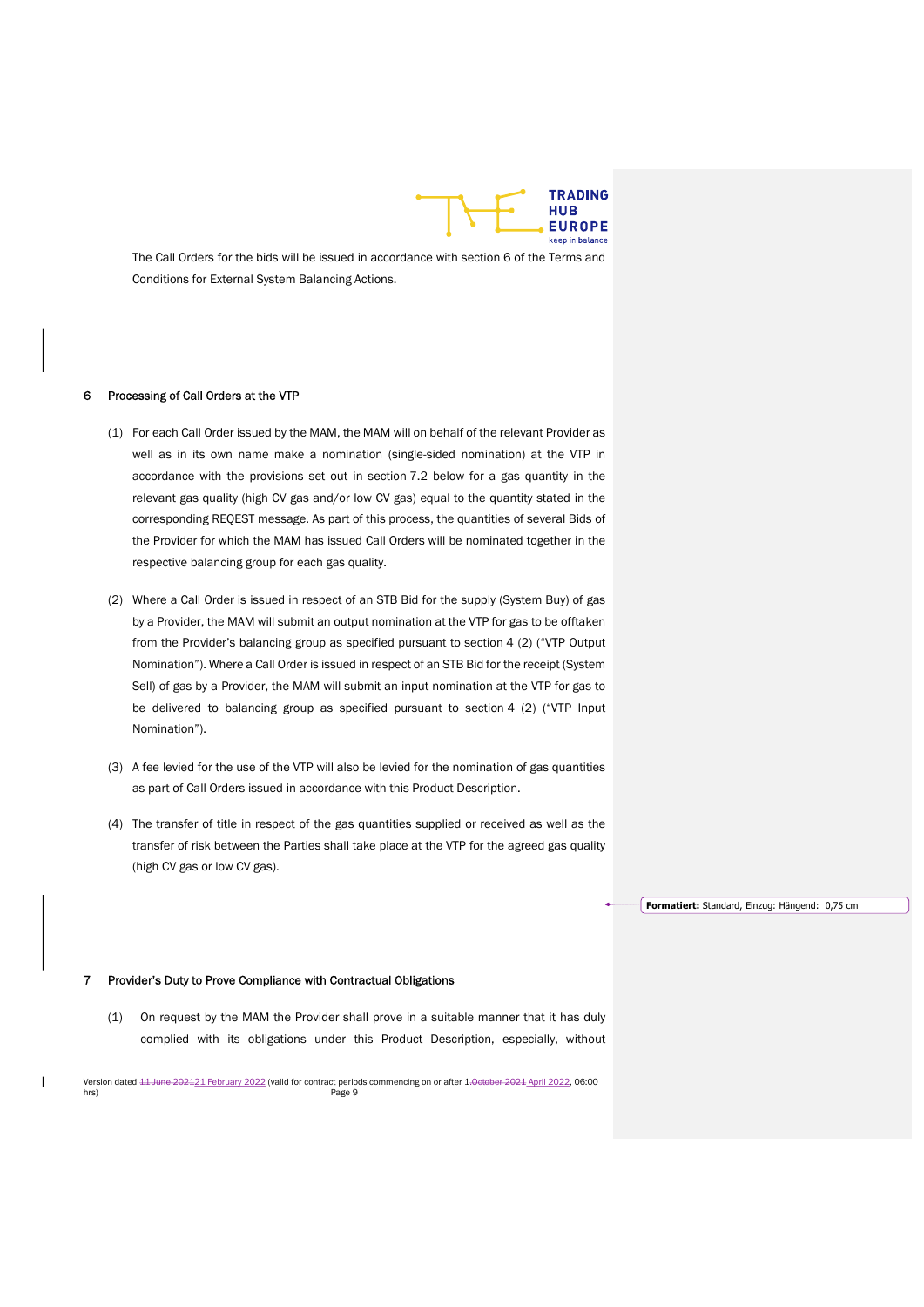The Call Orders for the bids will be issued in accordance with section 6 of the Terms and Conditions for External System Balancing Actions.

## 6 Processing of Call Orders at the VTP

(1) For each Call Order issued by the MAM, the MAM will on behalf of the relevant Provider as well as in its own name make a nomination (single-sided nomination) at the VTP in accordance with the provisions set out in section 7.2 below for a gas quantity in the relevant gas quality (high CV gas and/or low CV gas) equal to the quantity stated in the corresponding REQEST message. As part of this process, the quantities of several Bids of the Provider for which the MAM has issued Call Orders will be nominated together in the respective balancing group for each gas quality.

(2) Where a Call Order is issued in respect of an STB Bid for the supply (System Buy) of gas by a Provider, the MAM will submit an output nomination at the VTP for gas to be offtaken from the Provider's balancing group as specified pursuant to section 4 (2) ("VTP Output Nomination"). Where a Call Order is issued in respect of an STB Bid for the receipt (System Sell) of gas by a Provider, the MAM will submit an input nomination at the VTP for gas to be delivered to balancing group as specified pursuant to section 4 (2) ("VTP Input Nomination").

(3) A fee levied for the use of the VTP will also be levied for the nomination of gas quantities as part of Call Orders issued in accordance with this Product Description.

(4) The transfer of title in respect of the gas quantities supplied or received as well as the transfer of risk between the Parties shall take place at the VTP for the agreed gas quality (high CV gas or low CV gas).

## 7 Provider's Duty to Prove Compliance with Contractual Obligations

(1) On request by the MAM the Provider shall prove in a suitable manner that it has duly complied with its obligations under this Product Description, especially, without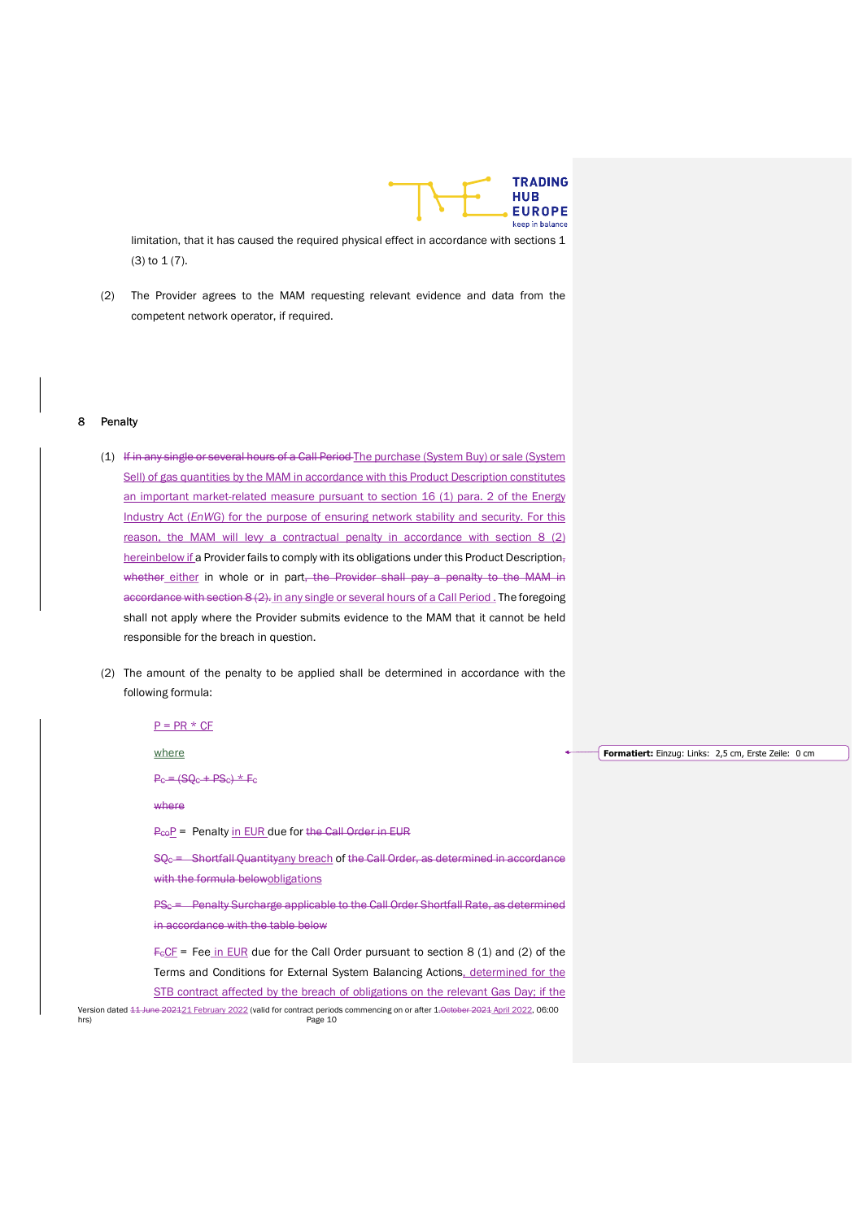limitation, that it has caused the required physical effect in accordance with sections 1 (3) to 1 (7).

(2) The Provider agrees to the MAM requesting relevant evidence and data from the competent network operator, if required.

## 8 Penalty

(1) ~~If in any single or several hours of a Call Period~~ The purchase (System Buy) or sale (System Sell) of gas quantities by the MAM in accordance with this Product Description constitutes an important market-related measure pursuant to section 16 (1) para. 2 of the Energy Industry Act (*EnWG*) for the purpose of ensuring network stability and security. For this reason, the MAM will levy a contractual penalty in accordance with section 8 (2) hereinbelow if a Provider fails to comply with its obligations under this Product Description~~,~~ ~~whether~~ either in whole or in part~~, the Provider shall pay a penalty to the MAM in accordance with section 8 (2).~~ in any single or several hours of a Call Period. The foregoing shall not apply where the Provider submits evidence to the MAM that it cannot be held responsible for the breach in question.

(2) The amount of the penalty to be applied shall be determined in accordance with the following formula:

$P = PR * CF$

where

~~$P_C = (SQ_C + PS_C) * F_C$~~

~~where~~

~~$P_{C}$~~ $P$ = Penalty in EUR due for ~~the Call Order in EUR~~

~~$SQ_C$ = Shortfall Quantity~~ any breach of ~~the Call Order, as determined in accordance with the formula below~~ obligations

~~$PS_C$ = Penalty Surcharge applicable to the Call Order Shortfall Rate, as determined in accordance with the table below~~

~~$F_C$~~ $CF$ = Fee in EUR due for the Call Order pursuant to section 8 (1) and (2) of the Terms and Conditions for External System Balancing Actions, determined for the STB contract affected by the breach of obligations on the relevant Gas Day; if the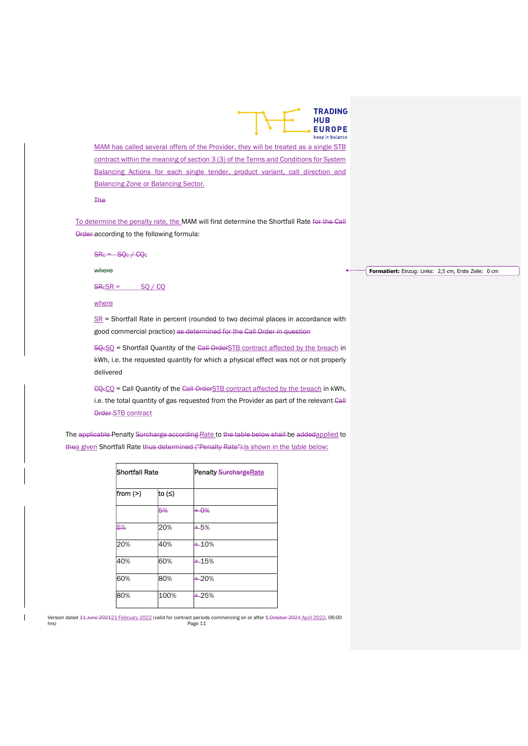MAM has called several offers of the Provider, they will be treated as a single STB contract within the meaning of section 3 (3) of the Terms and Conditions for System Balancing Actions for each single tender, product variant, call direction and Balancing Zone or Balancing Sector.

~~The~~

To determine the penalty rate, the MAM will first determine the Shortfall Rate ~~for the Call Order~~ according to the following formula:

~~$SR_c = SQ_c / CQ_c$~~

~~where~~

~~$SR_c$~~ $SR = SQ / CQ$

where

SR = Shortfall Rate in percent (rounded to two decimal places in accordance with good commercial practice) ~~as determined for the Call Order in question~~

~~$SQ_c$~~ SQ = Shortfall Quantity of the ~~Call Order~~ STB contract affected by the breach in kWh, i.e. the requested quantity for which a physical effect was not or not properly delivered

~~$CQ_c$~~ CQ = Call Quantity of the ~~Call Order~~ STB contract affected by the breach in kWh, i.e. the total quantity of gas requested from the Provider as part of the relevant ~~Call Order~~ STB contract

The ~~applicable~~ Penalty ~~Surcharge according~~ Rate to ~~the table below shall~~ be ~~added~~ applied to ~~the~~ a given Shortfall Rate ~~thus determined ("Penalty Rate"):~~ is shown in the table below:

| Shortfall Rate | | Penalty ~~Surcharge~~ Rate |
|---|---|---|
| from (>) | to (≤) | |
| | ~~5%~~ | ~~+ 0%~~ |
| ~~5%~~ | 20% | ~~+~~ 5% |
| 20% | 40% | ~~+~~ 10% |
| 40% | 60% | ~~+~~ 15% |
| 60% | 80% | ~~+~~ 20% |
| 80% | 100% | ~~+~~ 25% |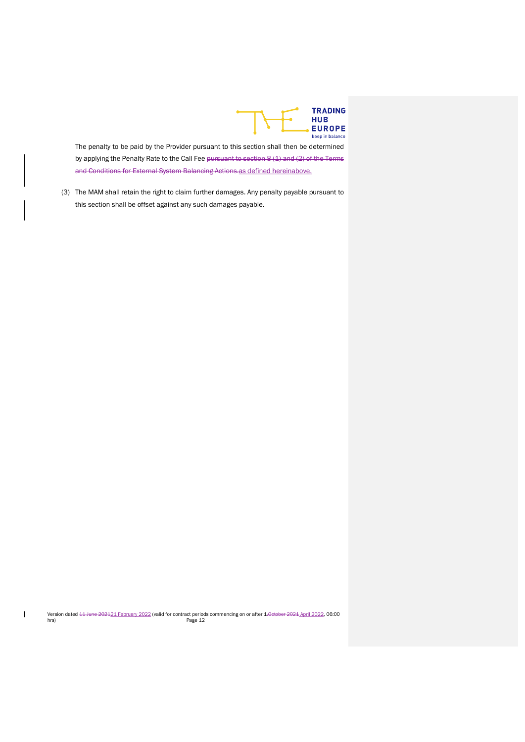The penalty to be paid by the Provider pursuant to this section shall then be determined by applying the Penalty Rate to the Call Fee ~~pursuant to section 8 (1) and (2) of the Terms and Conditions for External System Balancing Actions.~~as defined hereinabove.

(3) The MAM shall retain the right to claim further damages. Any penalty payable pursuant to this section shall be offset against any such damages payable.